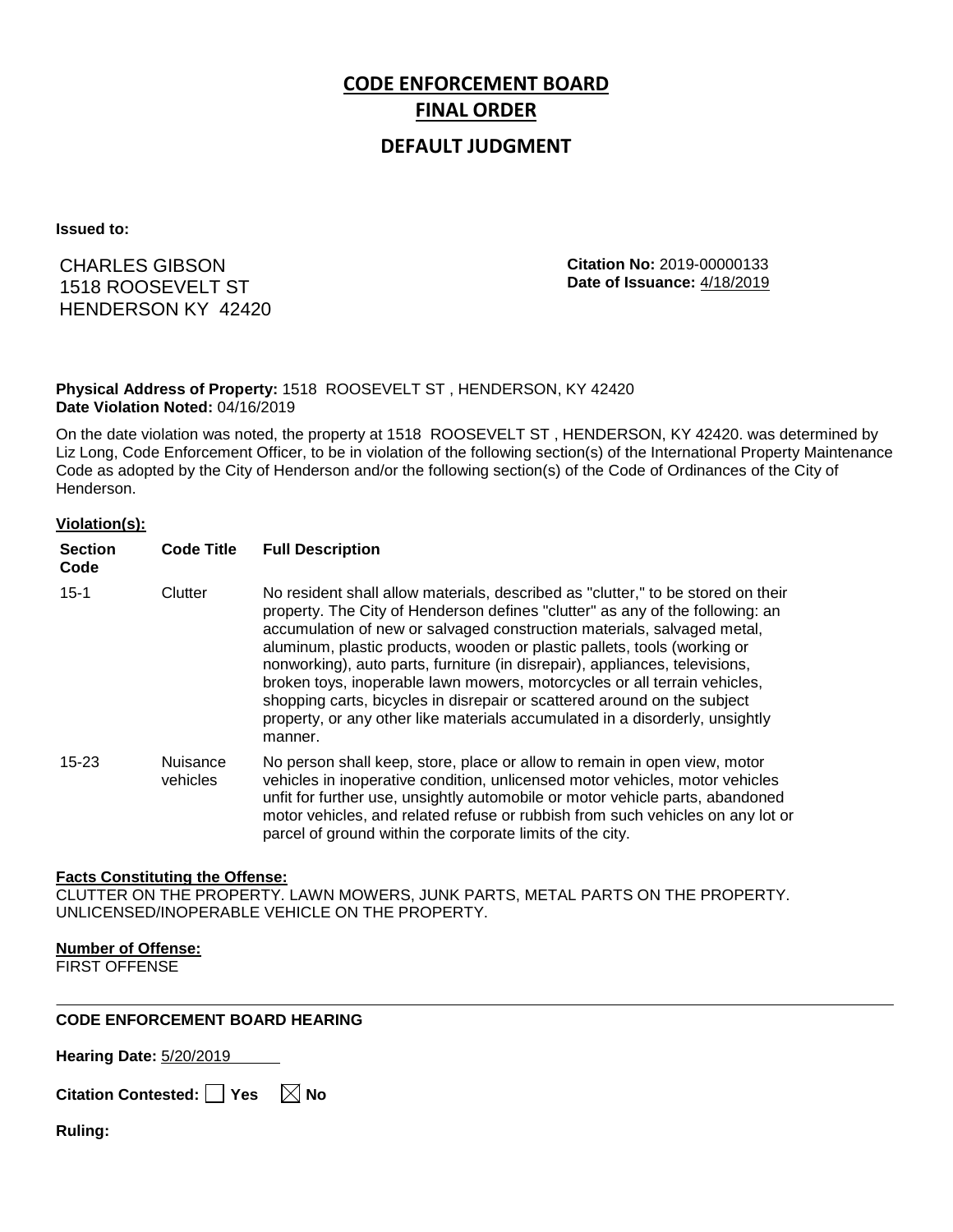# CODE ENFORCEMENT BOARD FINAL ORDER

## DEFAULT JUDGMENT

**Issued to:**

CHARLES GIBSON
1518 ROOSEVELT ST
HENDERSON KY 42420

**Citation No:** 2019-00000133
**Date of Issuance:** 4/18/2019

**Physical Address of Property:** 1518 ROOSEVELT ST , HENDERSON, KY 42420
**Date Violation Noted:** 04/16/2019

On the date violation was noted, the property at 1518 ROOSEVELT ST , HENDERSON, KY 42420. was determined by Liz Long, Code Enforcement Officer, to be in violation of the following section(s) of the International Property Maintenance Code as adopted by the City of Henderson and/or the following section(s) of the Code of Ordinances of the City of Henderson.

**Violation(s):**

| Section Code | Code Title | Full Description |
|---|---|---|
| 15-1 | Clutter | No resident shall allow materials, described as "clutter," to be stored on their property. The City of Henderson defines "clutter" as any of the following: an accumulation of new or salvaged construction materials, salvaged metal, aluminum, plastic products, wooden or plastic pallets, tools (working or nonworking), auto parts, furniture (in disrepair), appliances, televisions, broken toys, inoperable lawn mowers, motorcycles or all terrain vehicles, shopping carts, bicycles in disrepair or scattered around on the subject property, or any other like materials accumulated in a disorderly, unsightly manner. |
| 15-23 | Nuisance vehicles | No person shall keep, store, place or allow to remain in open view, motor vehicles in inoperative condition, unlicensed motor vehicles, motor vehicles unfit for further use, unsightly automobile or motor vehicle parts, abandoned motor vehicles, and related refuse or rubbish from such vehicles on any lot or parcel of ground within the corporate limits of the city. |

**Facts Constituting the Offense:**
CLUTTER ON THE PROPERTY. LAWN MOWERS, JUNK PARTS, METAL PARTS ON THE PROPERTY. UNLICENSED/INOPERABLE VEHICLE ON THE PROPERTY.

**Number of Offense:**
FIRST OFFENSE

---

**CODE ENFORCEMENT BOARD HEARING**

**Hearing Date:** 5/20/2019

**Citation Contested:** ☐ Yes ☒ No

**Ruling:**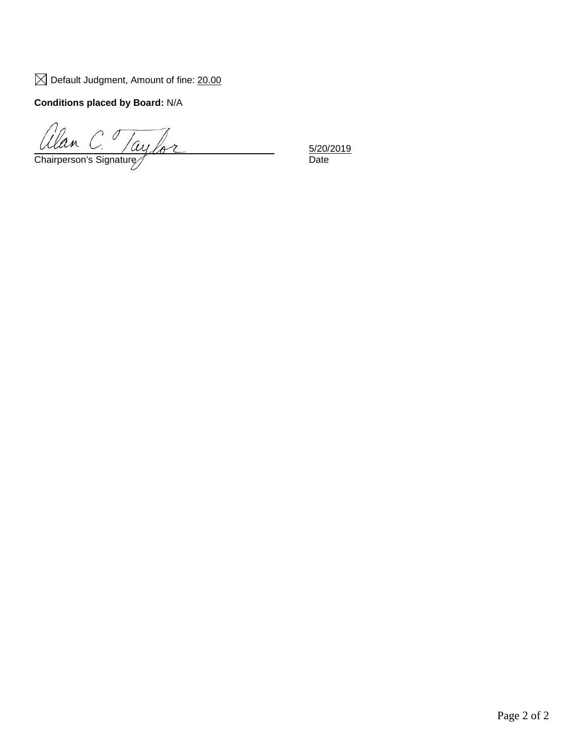☒ Default Judgment, Amount of fine: 20.00

**Conditions placed by Board:** N/A

Alan C. Taylor
Chairperson's Signature

5/20/2019
Date